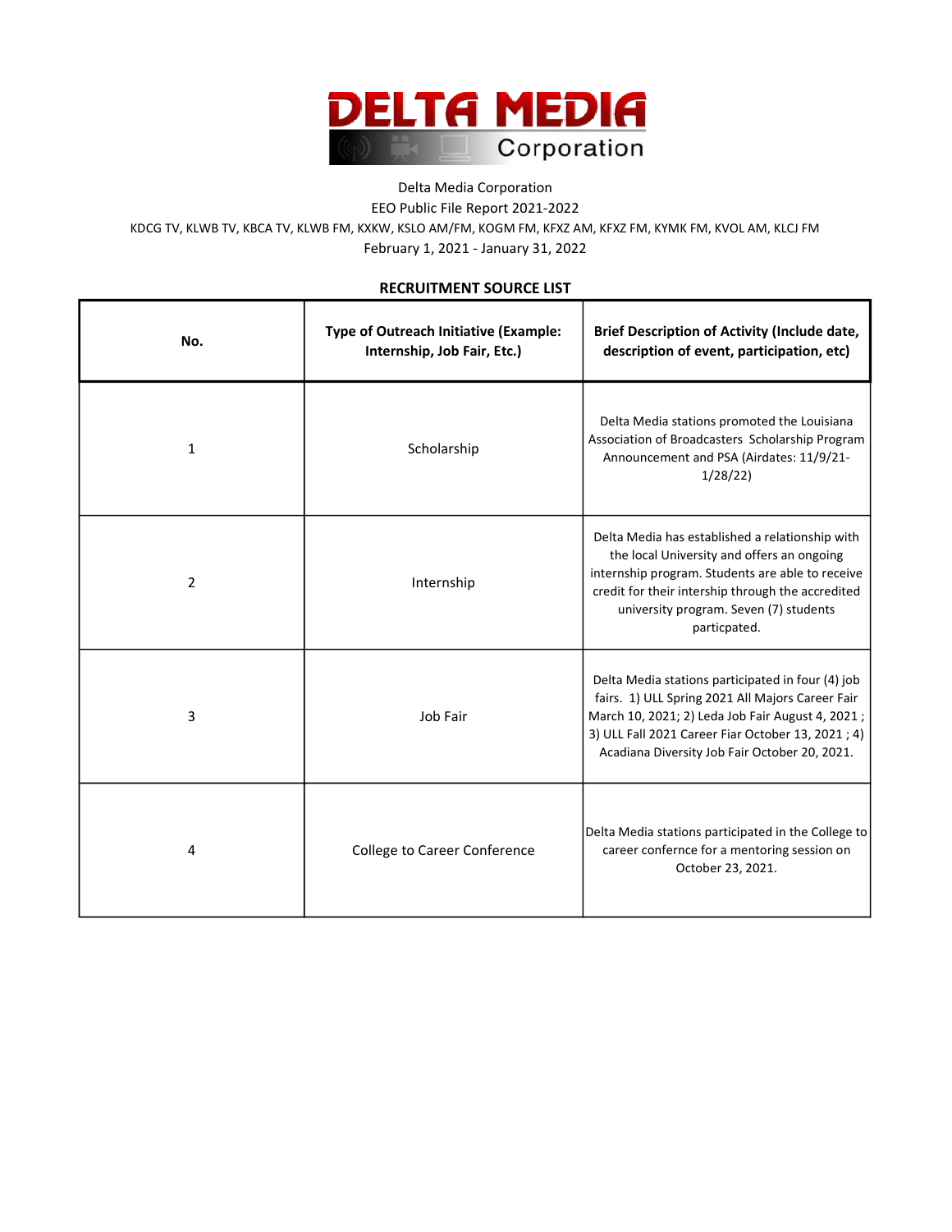# DELTA MEDIA Corporation

Delta Media Corporation

EEO Public File Report 2021-2022

KDCG TV, KLWB TV, KBCA TV, KLWB FM, KXKW, KSLO AM/FM, KOGM FM, KFXZ AM, KFXZ FM, KYMK FM, KVOL AM, KLCJ FM

February 1, 2021 - January 31, 2022

## RECRUITMENT SOURCE LIST

| No. | Type of Outreach Initiative (Example: Internship, Job Fair, Etc.) | Brief Description of Activity (Include date, description of event, participation, etc) |
|---|---|---|
| 1 | Scholarship | Delta Media stations promoted the Louisiana Association of Broadcasters Scholarship Program Announcement and PSA (Airdates: 11/9/21-1/28/22) |
| 2 | Internship | Delta Media has established a relationship with the local University and offers an ongoing internship program. Students are able to receive credit for their intership through the accredited university program. Seven (7) students particpated. |
| 3 | Job Fair | Delta Media stations participated in four (4) job fairs. 1) ULL Spring 2021 All Majors Career Fair March 10, 2021; 2) Leda Job Fair August 4, 2021 ; 3) ULL Fall 2021 Career Fiar October 13, 2021 ; 4) Acadiana Diversity Job Fair October 20, 2021. |
| 4 | College to Career Conference | Delta Media stations participated in the College to career confernce for a mentoring session on October 23, 2021. |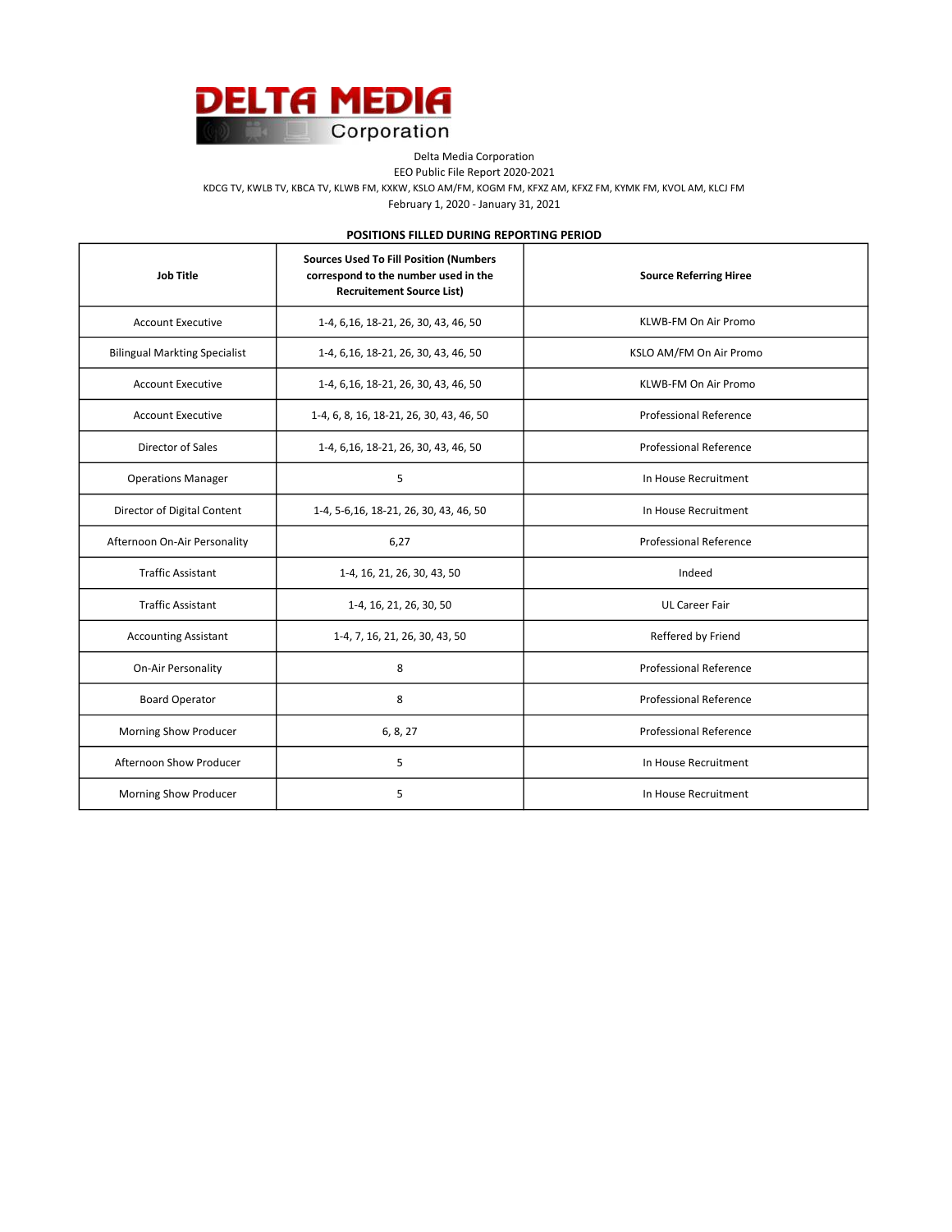DELTA MEDIA Corporation

Delta Media Corporation
EEO Public File Report 2020-2021
KDCG TV, KWLB TV, KBCA TV, KLWB FM, KXKW, KSLO AM/FM, KOGM FM, KFXZ AM, KFXZ FM, KYMK FM, KVOL AM, KLCJ FM
February 1, 2020 - January 31, 2021

**POSITIONS FILLED DURING REPORTING PERIOD**

| Job Title | Sources Used To Fill Position (Numbers correspond to the number used in the Recruitement Source List) | Source Referring Hiree |
|---|---|---|
| Account Executive | 1-4, 6,16, 18-21, 26, 30, 43, 46, 50 | KLWB-FM On Air Promo |
| Bilingual Markting Specialist | 1-4, 6,16, 18-21, 26, 30, 43, 46, 50 | KSLO AM/FM On Air Promo |
| Account Executive | 1-4, 6,16, 18-21, 26, 30, 43, 46, 50 | KLWB-FM On Air Promo |
| Account Executive | 1-4, 6, 8, 16, 18-21, 26, 30, 43, 46, 50 | Professional Reference |
| Director of Sales | 1-4, 6,16, 18-21, 26, 30, 43, 46, 50 | Professional Reference |
| Operations Manager | 5 | In House Recruitment |
| Director of Digital Content | 1-4, 5-6,16, 18-21, 26, 30, 43, 46, 50 | In House Recruitment |
| Afternoon On-Air Personality | 6,27 | Professional Reference |
| Traffic Assistant | 1-4, 16, 21, 26, 30, 43, 50 | Indeed |
| Traffic Assistant | 1-4, 16, 21, 26, 30, 50 | UL Career Fair |
| Accounting Assistant | 1-4, 7, 16, 21, 26, 30, 43, 50 | Reffered by Friend |
| On-Air Personality | 8 | Professional Reference |
| Board Operator | 8 | Professional Reference |
| Morning Show Producer | 6, 8, 27 | Professional Reference |
| Afternoon Show Producer | 5 | In House Recruitment |
| Morning Show Producer | 5 | In House Recruitment |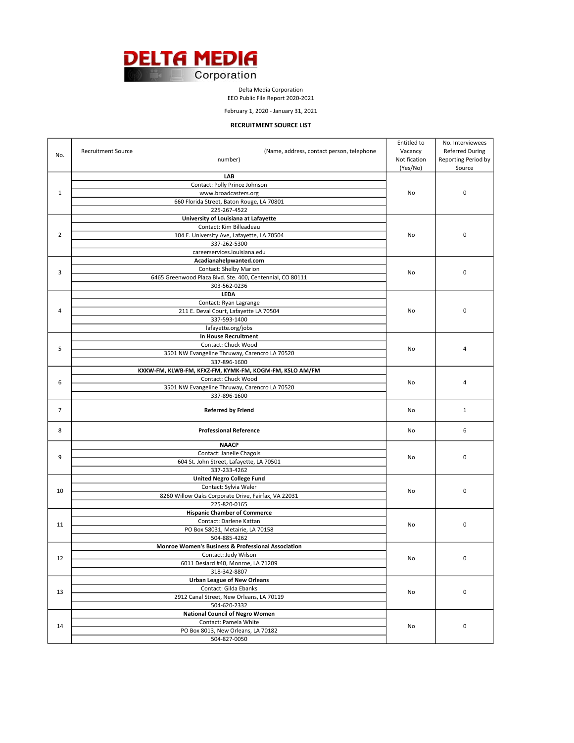DELTA MEDIA Corporation

Delta Media Corporation
EEO Public File Report 2020-2021

February 1, 2020 - January 31, 2021

**RECRUITMENT SOURCE LIST**

| No. | Recruitment Source (Name, address, contact person, telephone number) | Entitled to Vacancy Notification (Yes/No) | No. Interviewees Referred During Reporting Period by Source |
|---|---|---|---|
| 1 | **LAB**<br>Contact: Polly Prince Johnson<br>www.broadcasters.org<br>660 Florida Street, Baton Rouge, LA 70801<br>225-267-4522 | No | 0 |
| 2 | **University of Louisiana at Lafayette**<br>Contact: Kim Billeadeau<br>104 E. University Ave, Lafayette, LA 70504<br>337-262-5300<br>careerservices.louisiana.edu | No | 0 |
| 3 | **Acadianahelpwanted.com**<br>Contact: Shelby Marion<br>6465 Greenwood Plaza Blvd. Ste. 400, Centennial, CO 80111<br>303-562-0236 | No | 0 |
| 4 | **LEDA**<br>Contact: Ryan Lagrange<br>211 E. Deval Court, Lafayette LA 70504<br>337-593-1400<br>lafayette.org/jobs | No | 0 |
| 5 | **In House Recruitment**<br>Contact: Chuck Wood<br>3501 NW Evangeline Thruway, Carencro LA 70520<br>337-896-1600 | No | 4 |
| 6 | **KXKW-FM, KLWB-FM, KFXZ-FM, KYMK-FM, KOGM-FM, KSLO AM/FM**<br>Contact: Chuck Wood<br>3501 NW Evangeline Thruway, Carencro LA 70520<br>337-896-1600 | No | 4 |
| 7 | **Referred by Friend** | No | 1 |
| 8 | **Professional Reference** | No | 6 |
| 9 | **NAACP**<br>Contact: Janelle Chagois<br>604 St. John Street, Lafayette, LA 70501<br>337-233-4262 | No | 0 |
| 10 | **United Negro College Fund**<br>Contact: Sylvia Waler<br>8260 Willow Oaks Corporate Drive, Fairfax, VA 22031<br>225-820-0165 | No | 0 |
| 11 | **Hispanic Chamber of Commerce**<br>Contact: Darlene Kattan<br>PO Box 58031, Metairie, LA 70158<br>504-885-4262 | No | 0 |
| 12 | **Monroe Women's Business & Professional Association**<br>Contact: Judy Wilson<br>6011 Desiard #40, Monroe, LA 71209<br>318-342-8807 | No | 0 |
| 13 | **Urban League of New Orleans**<br>Contact: Gilda Ebanks<br>2912 Canal Street, New Orleans, LA 70119<br>504-620-2332 | No | 0 |
| 14 | **National Council of Negro Women**<br>Contact: Pamela White<br>PO Box 8013, New Orleans, LA 70182<br>504-827-0050 | No | 0 |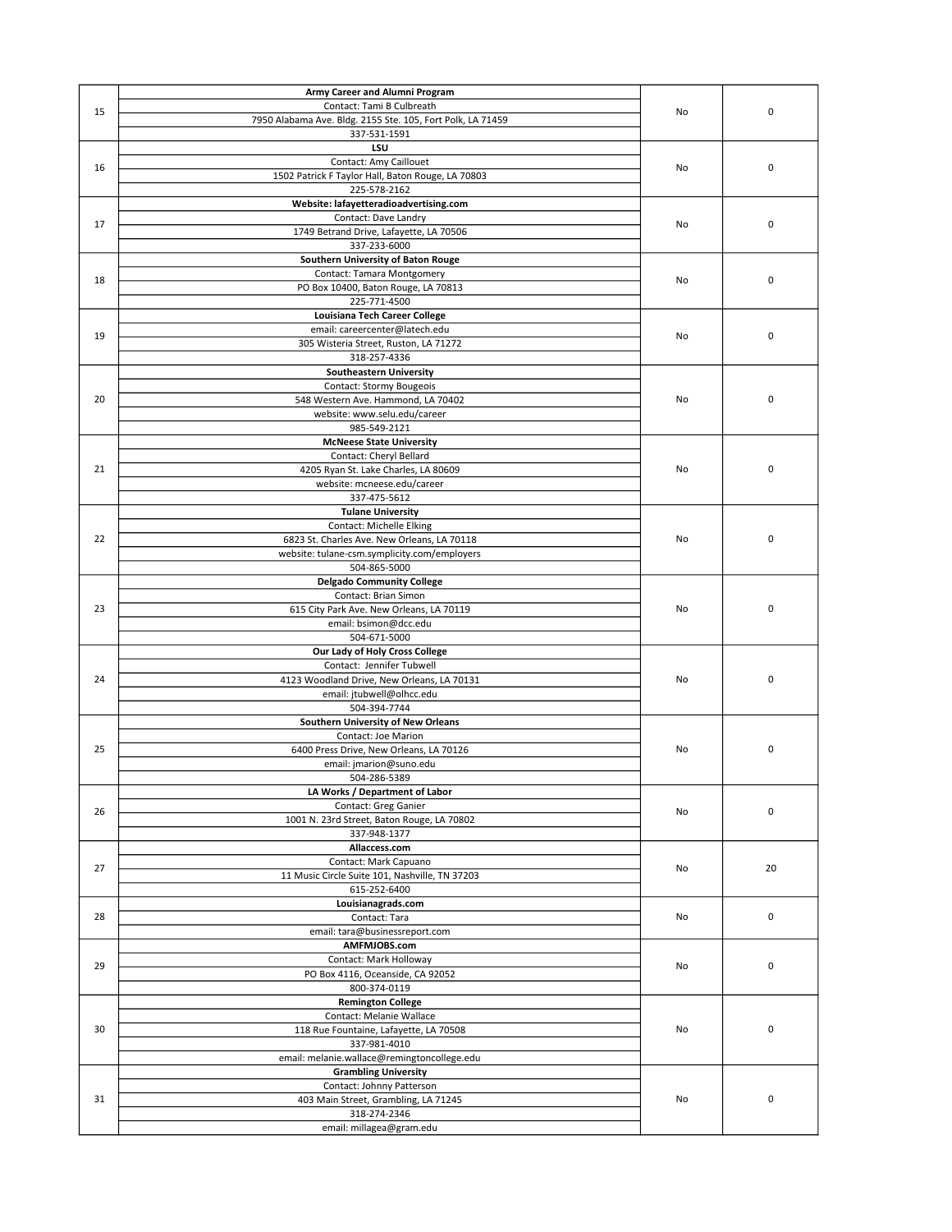| | | | |
|---|---|---|---|
| 15 | **Army Career and Alumni Program**<br>Contact: Tami B Culbreath<br>7950 Alabama Ave. Bldg. 2155 Ste. 105, Fort Polk, LA 71459<br>337-531-1591 | No | 0 |
| 16 | **LSU**<br>Contact: Amy Caillouet<br>1502 Patrick F Taylor Hall, Baton Rouge, LA 70803<br>225-578-2162 | No | 0 |
| 17 | **Website: lafayetteradioadvertising.com**<br>Contact: Dave Landry<br>1749 Betrand Drive, Lafayette, LA 70506<br>337-233-6000 | No | 0 |
| 18 | **Southern University of Baton Rouge**<br>Contact: Tamara Montgomery<br>PO Box 10400, Baton Rouge, LA 70813<br>225-771-4500 | No | 0 |
| 19 | **Louisiana Tech Career College**<br>email: careercenter@latech.edu<br>305 Wisteria Street, Ruston, LA 71272<br>318-257-4336 | No | 0 |
| 20 | **Southeastern University**<br>Contact: Stormy Bougeois<br>548 Western Ave. Hammond, LA 70402<br>website: www.selu.edu/career<br>985-549-2121 | No | 0 |
| 21 | **McNeese State University**<br>Contact: Cheryl Bellard<br>4205 Ryan St. Lake Charles, LA 80609<br>website: mcneese.edu/career<br>337-475-5612 | No | 0 |
| 22 | **Tulane University**<br>Contact: Michelle Elking<br>6823 St. Charles Ave. New Orleans, LA 70118<br>website: tulane-csm.symplicity.com/employers<br>504-865-5000 | No | 0 |
| 23 | **Delgado Community College**<br>Contact: Brian Simon<br>615 City Park Ave. New Orleans, LA 70119<br>email: bsimon@dcc.edu<br>504-671-5000 | No | 0 |
| 24 | **Our Lady of Holy Cross College**<br>Contact: Jennifer Tubwell<br>4123 Woodland Drive, New Orleans, LA 70131<br>email: jtubwell@olhcc.edu<br>504-394-7744 | No | 0 |
| 25 | **Southern University of New Orleans**<br>Contact: Joe Marion<br>6400 Press Drive, New Orleans, LA 70126<br>email: jmarion@suno.edu<br>504-286-5389 | No | 0 |
| 26 | **LA Works / Department of Labor**<br>Contact: Greg Ganier<br>1001 N. 23rd Street, Baton Rouge, LA 70802<br>337-948-1377 | No | 0 |
| 27 | **Allaccess.com**<br>Contact: Mark Capuano<br>11 Music Circle Suite 101, Nashville, TN 37203<br>615-252-6400 | No | 20 |
| 28 | **Louisianagrads.com**<br>Contact: Tara<br>email: tara@businessreport.com | No | 0 |
| 29 | **AMFMJOBS.com**<br>Contact: Mark Holloway<br>PO Box 4116, Oceanside, CA 92052<br>800-374-0119 | No | 0 |
| 30 | **Remington College**<br>Contact: Melanie Wallace<br>118 Rue Fountaine, Lafayette, LA 70508<br>337-981-4010<br>email: melanie.wallace@remingtoncollege.edu | No | 0 |
| 31 | **Grambling University**<br>Contact: Johnny Patterson<br>403 Main Street, Grambling, LA 71245<br>318-274-2346<br>email: millagea@gram.edu | No | 0 |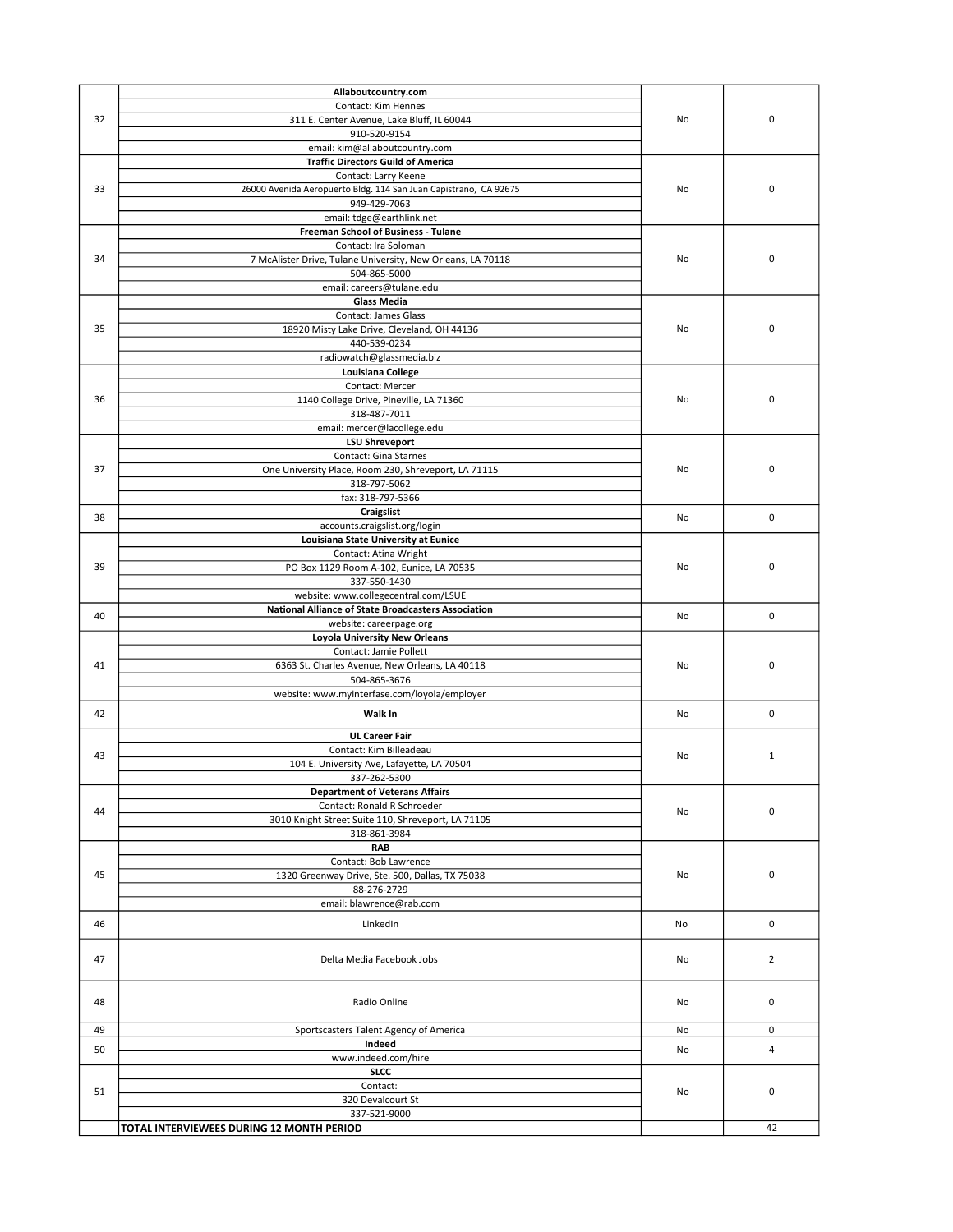| | | | |
|---|---|---|---|
| 32 | **Allaboutcountry.com**<br>Contact: Kim Hennes<br>311 E. Center Avenue, Lake Bluff, IL 60044<br>910-520-9154<br>email: kim@allaboutcountry.com | No | 0 |
| 33 | **Traffic Directors Guild of America**<br>Contact: Larry Keene<br>26000 Avenida Aeropuerto Bldg. 114 San Juan Capistrano, CA 92675<br>949-429-7063<br>email: tdge@earthlink.net | No | 0 |
| 34 | **Freeman School of Business - Tulane**<br>Contact: Ira Soloman<br>7 McAlister Drive, Tulane University, New Orleans, LA 70118<br>504-865-5000<br>email: careers@tulane.edu | No | 0 |
| 35 | **Glass Media**<br>Contact: James Glass<br>18920 Misty Lake Drive, Cleveland, OH 44136<br>440-539-0234<br>radiowatch@glassmedia.biz | No | 0 |
| 36 | **Louisiana College**<br>Contact: Mercer<br>1140 College Drive, Pineville, LA 71360<br>318-487-7011<br>email: mercer@lacollege.edu | No | 0 |
| 37 | **LSU Shreveport**<br>Contact: Gina Starnes<br>One University Place, Room 230, Shreveport, LA 71115<br>318-797-5062<br>fax: 318-797-5366 | No | 0 |
| 38 | **Craigslist**<br>accounts.craigslist.org/login | No | 0 |
| 39 | **Louisiana State University at Eunice**<br>Contact: Atina Wright<br>PO Box 1129 Room A-102, Eunice, LA 70535<br>337-550-1430<br>website: www.collegecentral.com/LSUE | No | 0 |
| 40 | **National Alliance of State Broadcasters Association**<br>website: careerpage.org | No | 0 |
| 41 | **Loyola University New Orleans**<br>Contact: Jamie Pollett<br>6363 St. Charles Avenue, New Orleans, LA 40118<br>504-865-3676<br>website: www.myinterfase.com/loyola/employer | No | 0 |
| 42 | **Walk In** | No | 0 |
| 43 | **UL Career Fair**<br>Contact: Kim Billeadeau<br>104 E. University Ave, Lafayette, LA 70504<br>337-262-5300 | No | 1 |
| 44 | **Department of Veterans Affairs**<br>Contact: Ronald R Schroeder<br>3010 Knight Street Suite 110, Shreveport, LA 71105<br>318-861-3984 | No | 0 |
| 45 | **RAB**<br>Contact: Bob Lawrence<br>1320 Greenway Drive, Ste. 500, Dallas, TX 75038<br>88-276-2729<br>email: blawrence@rab.com | No | 0 |
| 46 | LinkedIn | No | 0 |
| 47 | Delta Media Facebook Jobs | No | 2 |
| 48 | Radio Online | No | 0 |
| 49 | Sportscasters Talent Agency of America | No | 0 |
| 50 | **Indeed**<br>www.indeed.com/hire | No | 4 |
| 51 | **SLCC**<br>Contact:<br>320 Devalcourt St<br>337-521-9000 | No | 0 |
| | **TOTAL INTERVIEWEES DURING 12 MONTH PERIOD** | | 42 |